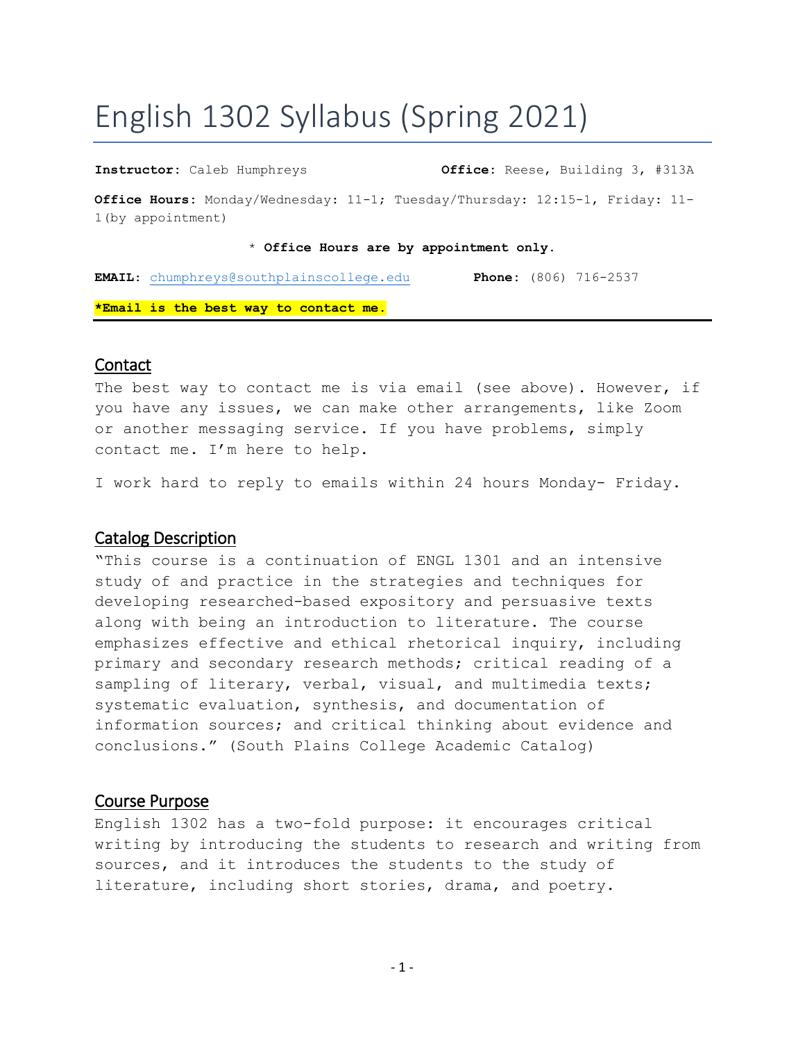# English 1302 Syllabus (Spring 2021)

**Instructor:** Caleb Humphreys **Office:** Reese, Building 3, #313A

**Office Hours:** Monday/Wednesday: 11-1; Tuesday/Thursday: 12:15-1, Friday: 11-1(by appointment)

\* **Office Hours are by appointment only.**

**EMAIL:** chumphreys@southplainscollege.edu **Phone:** (806) 716-2537

***Email is the best way to contact me.**

## Contact

The best way to contact me is via email (see above). However, if you have any issues, we can make other arrangements, like Zoom or another messaging service. If you have problems, simply contact me. I'm here to help.

I work hard to reply to emails within 24 hours Monday- Friday.

## Catalog Description

"This course is a continuation of ENGL 1301 and an intensive study of and practice in the strategies and techniques for developing researched-based expository and persuasive texts along with being an introduction to literature. The course emphasizes effective and ethical rhetorical inquiry, including primary and secondary research methods; critical reading of a sampling of literary, verbal, visual, and multimedia texts; systematic evaluation, synthesis, and documentation of information sources; and critical thinking about evidence and conclusions." (South Plains College Academic Catalog)

## Course Purpose

English 1302 has a two-fold purpose: it encourages critical writing by introducing the students to research and writing from sources, and it introduces the students to the study of literature, including short stories, drama, and poetry.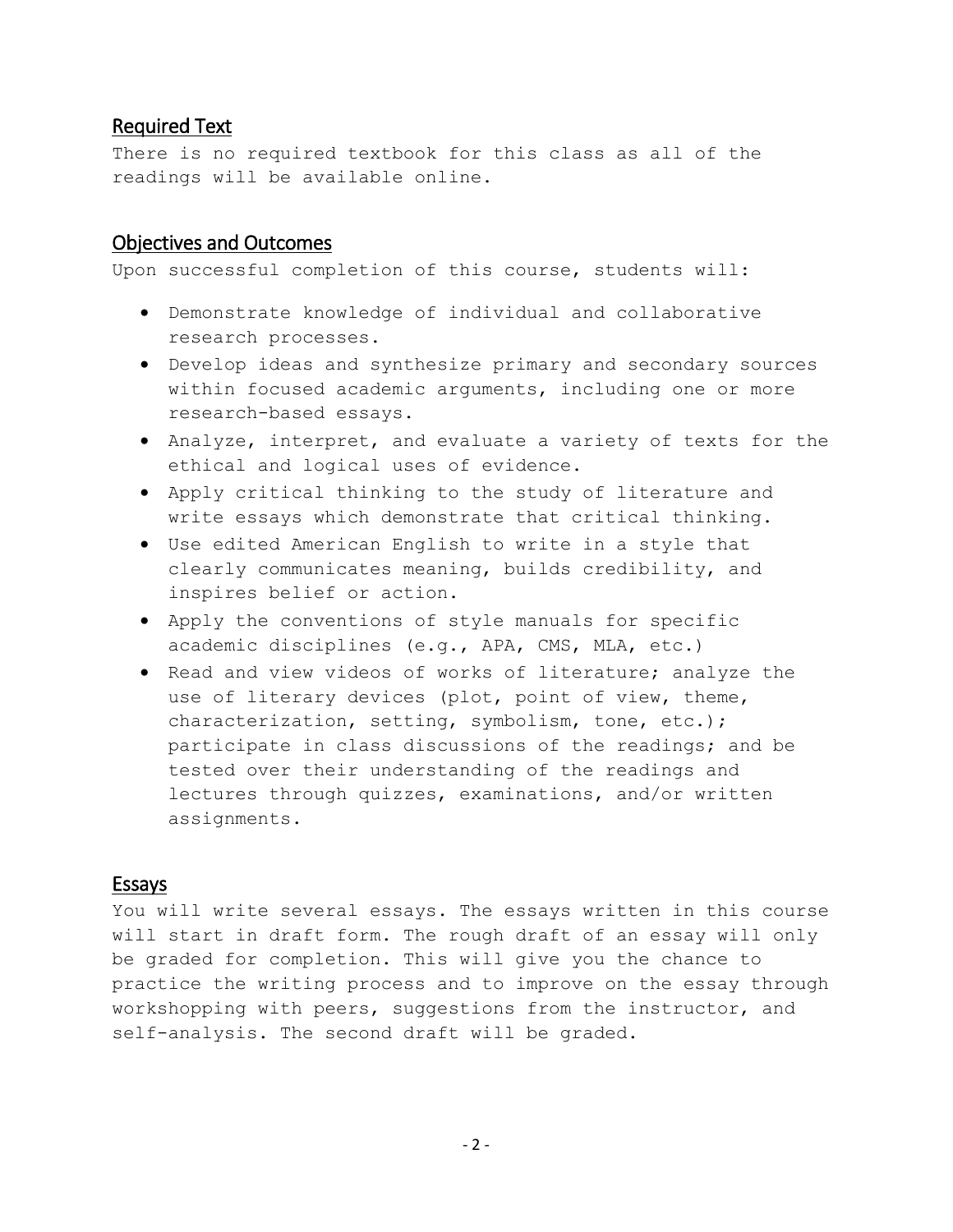## Required Text

There is no required textbook for this class as all of the readings will be available online.

## Objectives and Outcomes

Upon successful completion of this course, students will:

- Demonstrate knowledge of individual and collaborative research processes.
- Develop ideas and synthesize primary and secondary sources within focused academic arguments, including one or more research-based essays.
- Analyze, interpret, and evaluate a variety of texts for the ethical and logical uses of evidence.
- Apply critical thinking to the study of literature and write essays which demonstrate that critical thinking.
- Use edited American English to write in a style that clearly communicates meaning, builds credibility, and inspires belief or action.
- Apply the conventions of style manuals for specific academic disciplines (e.g., APA, CMS, MLA, etc.)
- Read and view videos of works of literature; analyze the use of literary devices (plot, point of view, theme, characterization, setting, symbolism, tone, etc.); participate in class discussions of the readings; and be tested over their understanding of the readings and lectures through quizzes, examinations, and/or written assignments.

## Essays

You will write several essays. The essays written in this course will start in draft form. The rough draft of an essay will only be graded for completion. This will give you the chance to practice the writing process and to improve on the essay through workshopping with peers, suggestions from the instructor, and self-analysis. The second draft will be graded.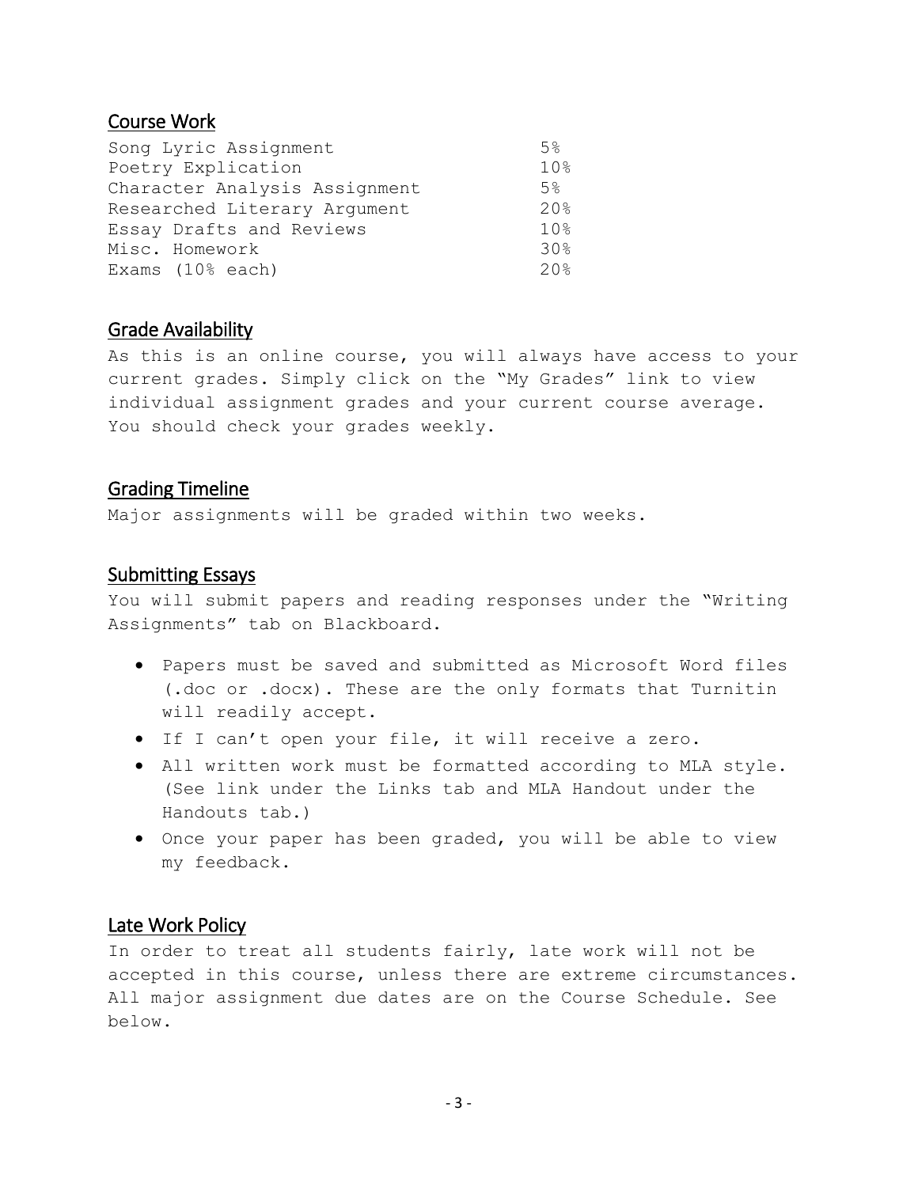## Course Work

| Assignment | Weight |
|---|---|
| Song Lyric Assignment | 5% |
| Poetry Explication | 10% |
| Character Analysis Assignment | 5% |
| Researched Literary Argument | 20% |
| Essay Drafts and Reviews | 10% |
| Misc. Homework | 30% |
| Exams (10% each) | 20% |

## Grade Availability

As this is an online course, you will always have access to your current grades. Simply click on the "My Grades" link to view individual assignment grades and your current course average. You should check your grades weekly.

## Grading Timeline

Major assignments will be graded within two weeks.

## Submitting Essays

You will submit papers and reading responses under the "Writing Assignments" tab on Blackboard.

- Papers must be saved and submitted as Microsoft Word files (.doc or .docx). These are the only formats that Turnitin will readily accept.
- If I can't open your file, it will receive a zero.
- All written work must be formatted according to MLA style. (See link under the Links tab and MLA Handout under the Handouts tab.)
- Once your paper has been graded, you will be able to view my feedback.

## Late Work Policy

In order to treat all students fairly, late work will not be accepted in this course, unless there are extreme circumstances. All major assignment due dates are on the Course Schedule. See below.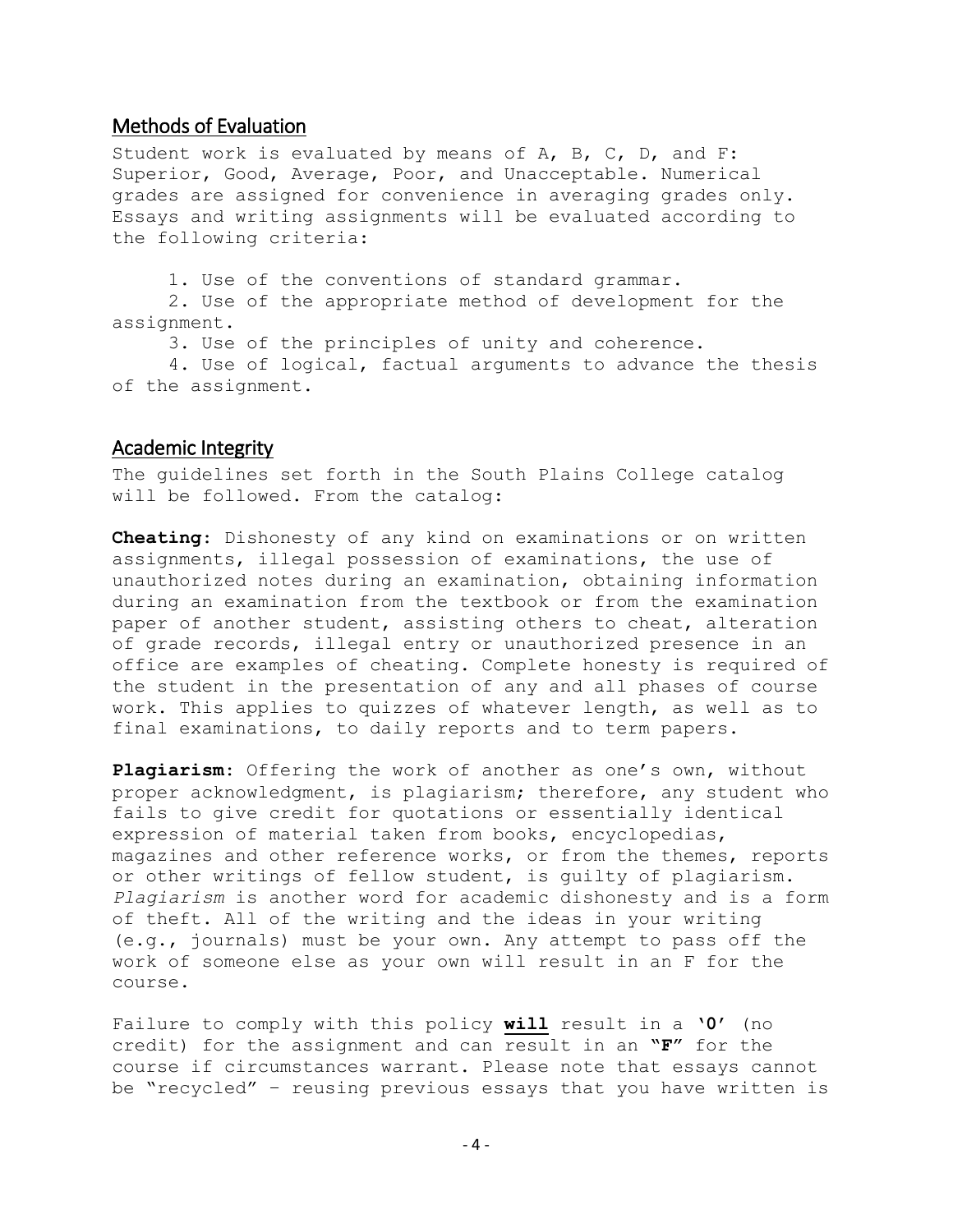## Methods of Evaluation

Student work is evaluated by means of A, B, C, D, and F: Superior, Good, Average, Poor, and Unacceptable. Numerical grades are assigned for convenience in averaging grades only. Essays and writing assignments will be evaluated according to the following criteria:

1. Use of the conventions of standard grammar.
2. Use of the appropriate method of development for the assignment.
3. Use of the principles of unity and coherence.
4. Use of logical, factual arguments to advance the thesis of the assignment.

## Academic Integrity

The guidelines set forth in the South Plains College catalog will be followed. From the catalog:

**Cheating**: Dishonesty of any kind on examinations or on written assignments, illegal possession of examinations, the use of unauthorized notes during an examination, obtaining information during an examination from the textbook or from the examination paper of another student, assisting others to cheat, alteration of grade records, illegal entry or unauthorized presence in an office are examples of cheating. Complete honesty is required of the student in the presentation of any and all phases of course work. This applies to quizzes of whatever length, as well as to final examinations, to daily reports and to term papers.

**Plagiarism**: Offering the work of another as one's own, without proper acknowledgment, is plagiarism; therefore, any student who fails to give credit for quotations or essentially identical expression of material taken from books, encyclopedias, magazines and other reference works, or from the themes, reports or other writings of fellow student, is guilty of plagiarism. *Plagiarism* is another word for academic dishonesty and is a form of theft. All of the writing and the ideas in your writing (e.g., journals) must be your own. Any attempt to pass off the work of someone else as your own will result in an F for the course.

Failure to comply with this policy **will** result in a **'0'** (no credit) for the assignment and can result in an **"F"** for the course if circumstances warrant. Please note that essays cannot be "recycled" – reusing previous essays that you have written is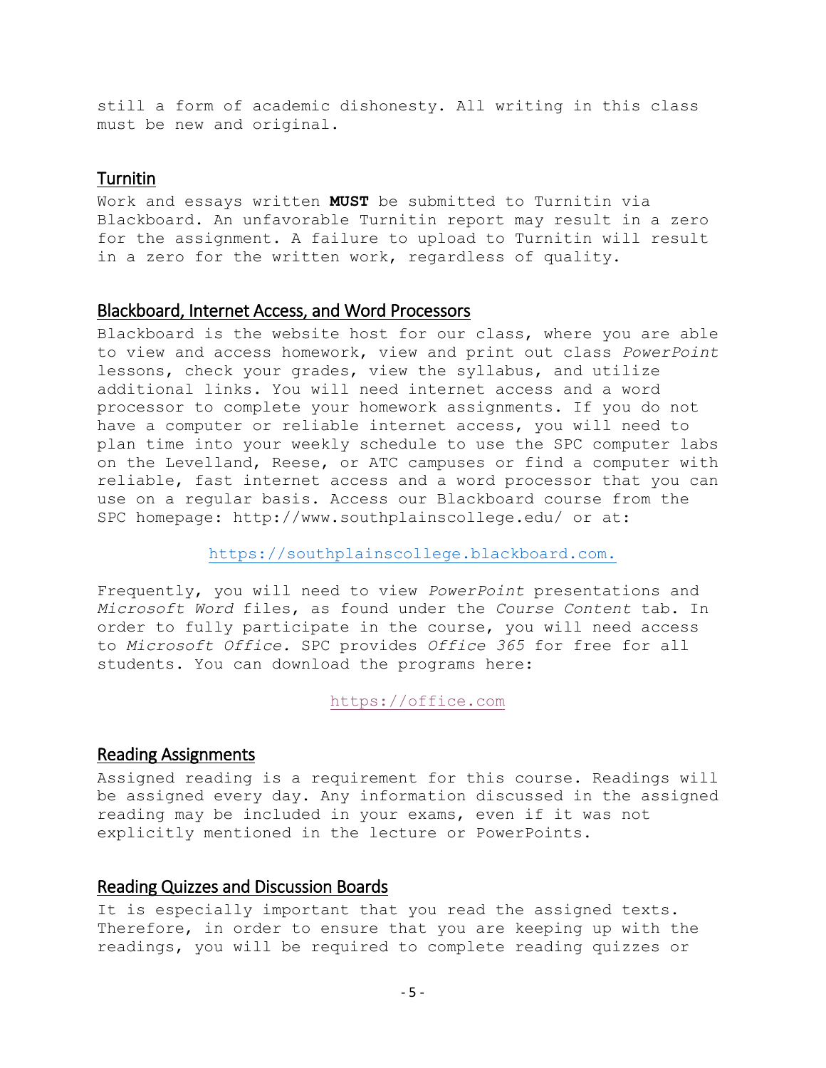still a form of academic dishonesty. All writing in this class must be new and original.

## Turnitin

Work and essays written **MUST** be submitted to Turnitin via Blackboard. An unfavorable Turnitin report may result in a zero for the assignment. A failure to upload to Turnitin will result in a zero for the written work, regardless of quality.

## Blackboard, Internet Access, and Word Processors

Blackboard is the website host for our class, where you are able to view and access homework, view and print out class *PowerPoint* lessons, check your grades, view the syllabus, and utilize additional links. You will need internet access and a word processor to complete your homework assignments. If you do not have a computer or reliable internet access, you will need to plan time into your weekly schedule to use the SPC computer labs on the Levelland, Reese, or ATC campuses or find a computer with reliable, fast internet access and a word processor that you can use on a regular basis. Access our Blackboard course from the SPC homepage: http://www.southplainscollege.edu/ or at:

https://southplainscollege.blackboard.com.

Frequently, you will need to view *PowerPoint* presentations and *Microsoft Word* files, as found under the *Course Content* tab. In order to fully participate in the course, you will need access to *Microsoft Office.* SPC provides *Office 365* for free for all students. You can download the programs here:

https://office.com

## Reading Assignments

Assigned reading is a requirement for this course. Readings will be assigned every day. Any information discussed in the assigned reading may be included in your exams, even if it was not explicitly mentioned in the lecture or PowerPoints.

## Reading Quizzes and Discussion Boards

It is especially important that you read the assigned texts. Therefore, in order to ensure that you are keeping up with the readings, you will be required to complete reading quizzes or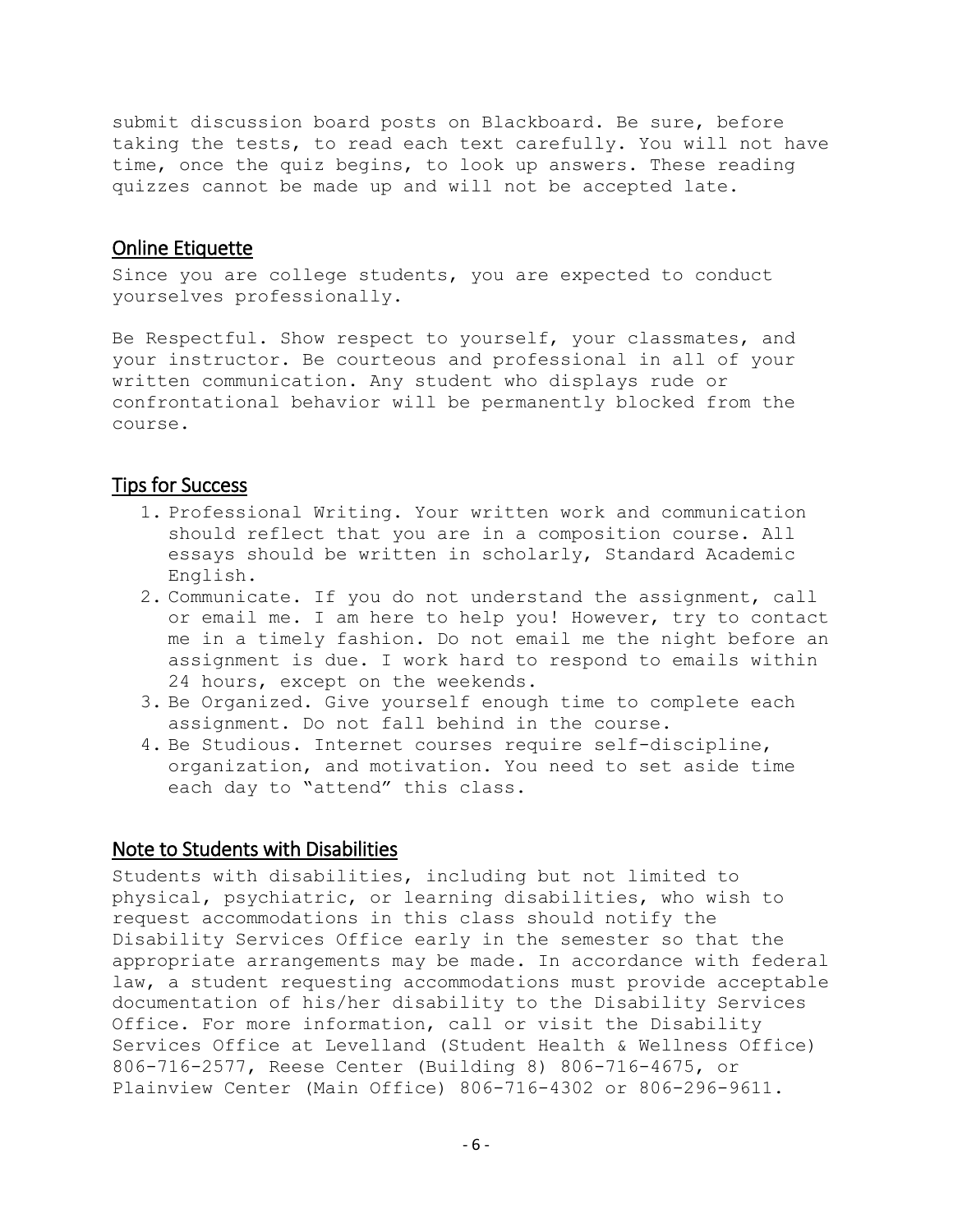submit discussion board posts on Blackboard. Be sure, before taking the tests, to read each text carefully. You will not have time, once the quiz begins, to look up answers. These reading quizzes cannot be made up and will not be accepted late.

## Online Etiquette

Since you are college students, you are expected to conduct yourselves professionally.

Be Respectful. Show respect to yourself, your classmates, and your instructor. Be courteous and professional in all of your written communication. Any student who displays rude or confrontational behavior will be permanently blocked from the course.

## Tips for Success

1. Professional Writing. Your written work and communication should reflect that you are in a composition course. All essays should be written in scholarly, Standard Academic English.
2. Communicate. If you do not understand the assignment, call or email me. I am here to help you! However, try to contact me in a timely fashion. Do not email me the night before an assignment is due. I work hard to respond to emails within 24 hours, except on the weekends.
3. Be Organized. Give yourself enough time to complete each assignment. Do not fall behind in the course.
4. Be Studious. Internet courses require self-discipline, organization, and motivation. You need to set aside time each day to "attend" this class.

## Note to Students with Disabilities

Students with disabilities, including but not limited to physical, psychiatric, or learning disabilities, who wish to request accommodations in this class should notify the Disability Services Office early in the semester so that the appropriate arrangements may be made. In accordance with federal law, a student requesting accommodations must provide acceptable documentation of his/her disability to the Disability Services Office. For more information, call or visit the Disability Services Office at Levelland (Student Health & Wellness Office) 806-716-2577, Reese Center (Building 8) 806-716-4675, or Plainview Center (Main Office) 806-716-4302 or 806-296-9611.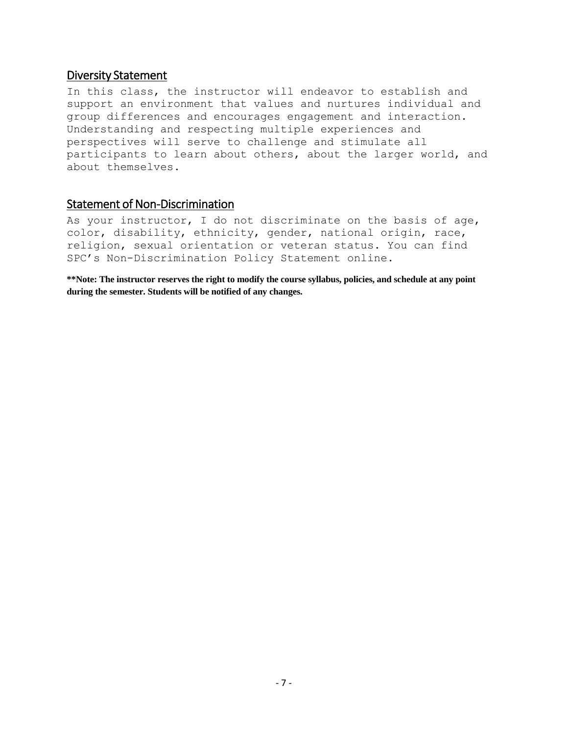## Diversity Statement

In this class, the instructor will endeavor to establish and support an environment that values and nurtures individual and group differences and encourages engagement and interaction. Understanding and respecting multiple experiences and perspectives will serve to challenge and stimulate all participants to learn about others, about the larger world, and about themselves.

## Statement of Non-Discrimination

As your instructor, I do not discriminate on the basis of age, color, disability, ethnicity, gender, national origin, race, religion, sexual orientation or veteran status. You can find SPC's Non-Discrimination Policy Statement online.

**\*\*Note: The instructor reserves the right to modify the course syllabus, policies, and schedule at any point during the semester. Students will be notified of any changes.**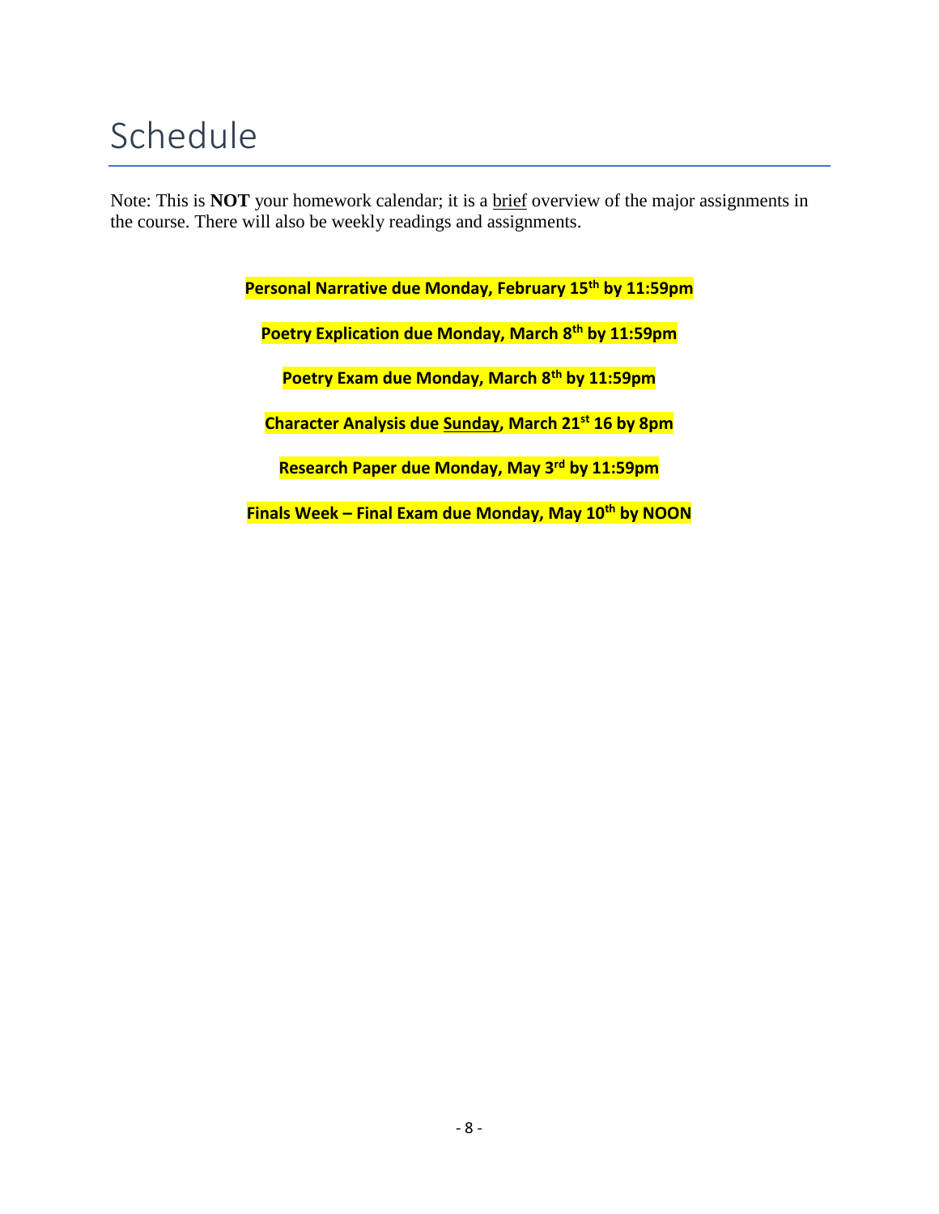# Schedule

Note: This is **NOT** your homework calendar; it is a brief overview of the major assignments in the course. There will also be weekly readings and assignments.

**Personal Narrative due Monday, February 15th by 11:59pm**

**Poetry Explication due Monday, March 8th by 11:59pm**

**Poetry Exam due Monday, March 8th by 11:59pm**

**Character Analysis due Sunday, March 21st 16 by 8pm**

**Research Paper due Monday, May 3rd by 11:59pm**

**Finals Week – Final Exam due Monday, May 10th by NOON**